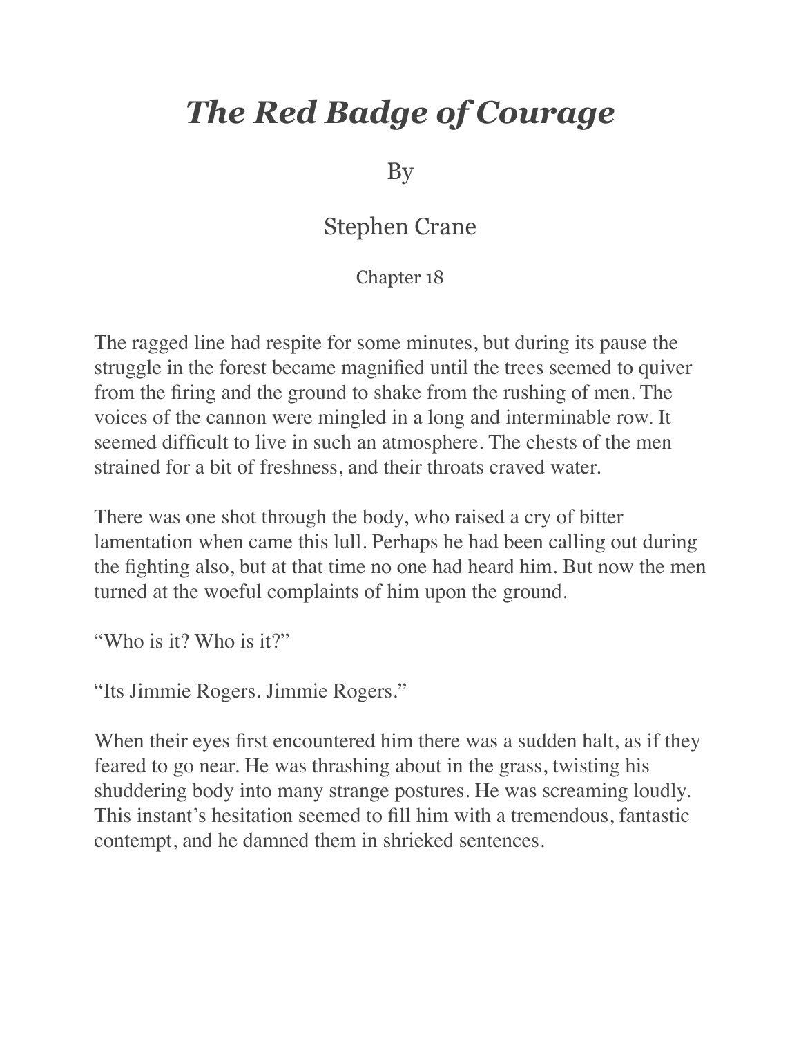# *The Red Badge of Courage*

By

Stephen Crane

Chapter 18

The ragged line had respite for some minutes, but during its pause the struggle in the forest became magnified until the trees seemed to quiver from the firing and the ground to shake from the rushing of men. The voices of the cannon were mingled in a long and interminable row. It seemed difficult to live in such an atmosphere. The chests of the men strained for a bit of freshness, and their throats craved water.

There was one shot through the body, who raised a cry of bitter lamentation when came this lull. Perhaps he had been calling out during the fighting also, but at that time no one had heard him. But now the men turned at the woeful complaints of him upon the ground.

“Who is it? Who is it?”

“Its Jimmie Rogers. Jimmie Rogers.”

When their eyes first encountered him there was a sudden halt, as if they feared to go near. He was thrashing about in the grass, twisting his shuddering body into many strange postures. He was screaming loudly. This instant’s hesitation seemed to fill him with a tremendous, fantastic contempt, and he damned them in shrieked sentences.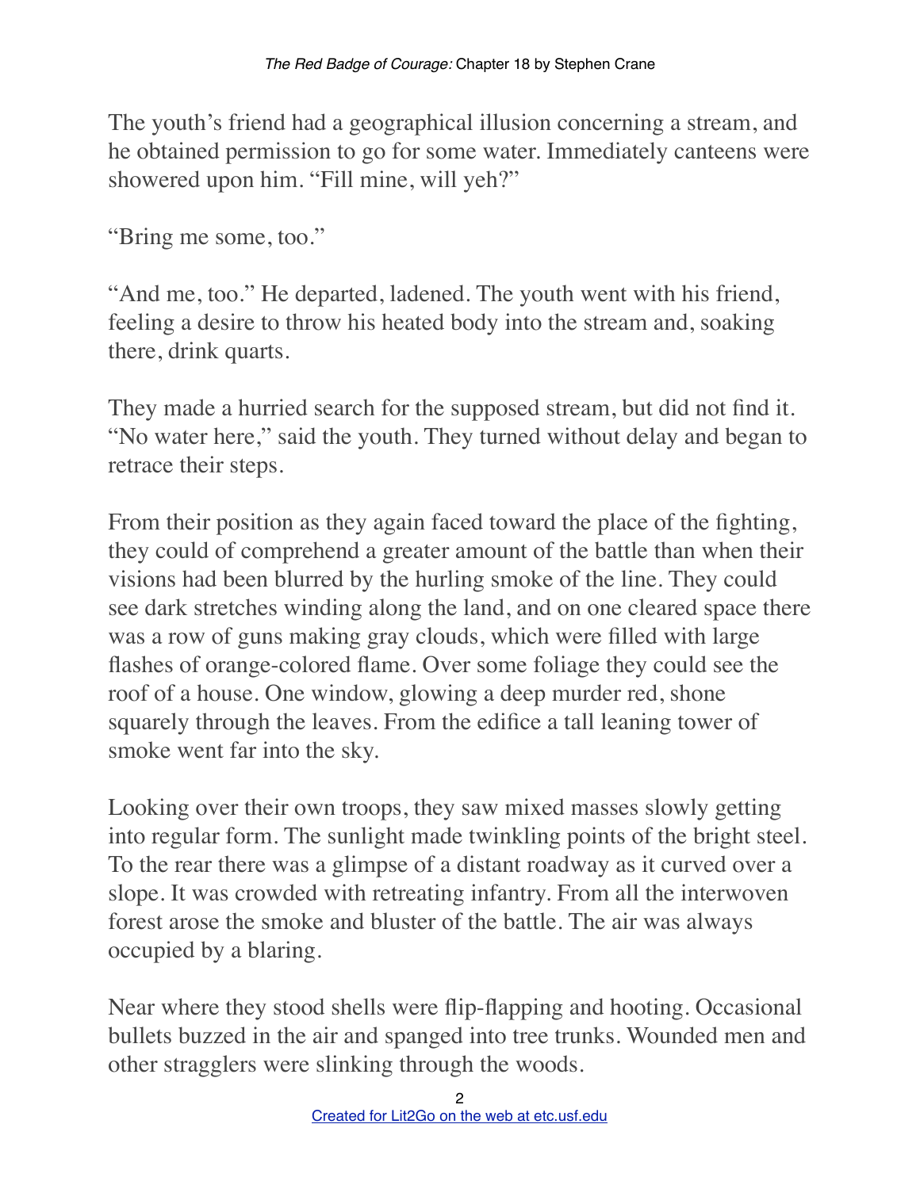The youth's friend had a geographical illusion concerning a stream, and he obtained permission to go for some water. Immediately canteens were showered upon him. "Fill mine, will yeh?"

"Bring me some, too."

"And me, too." He departed, ladened. The youth went with his friend, feeling a desire to throw his heated body into the stream and, soaking there, drink quarts.

They made a hurried search for the supposed stream, but did not find it. "No water here," said the youth. They turned without delay and began to retrace their steps.

From their position as they again faced toward the place of the fighting, they could of comprehend a greater amount of the battle than when their visions had been blurred by the hurling smoke of the line. They could see dark stretches winding along the land, and on one cleared space there was a row of guns making gray clouds, which were filled with large flashes of orange-colored flame. Over some foliage they could see the roof of a house. One window, glowing a deep murder red, shone squarely through the leaves. From the edifice a tall leaning tower of smoke went far into the sky.

Looking over their own troops, they saw mixed masses slowly getting into regular form. The sunlight made twinkling points of the bright steel. To the rear there was a glimpse of a distant roadway as it curved over a slope. It was crowded with retreating infantry. From all the interwoven forest arose the smoke and bluster of the battle. The air was always occupied by a blaring.

Near where they stood shells were flip-flapping and hooting. Occasional bullets buzzed in the air and spanged into tree trunks. Wounded men and other stragglers were slinking through the woods.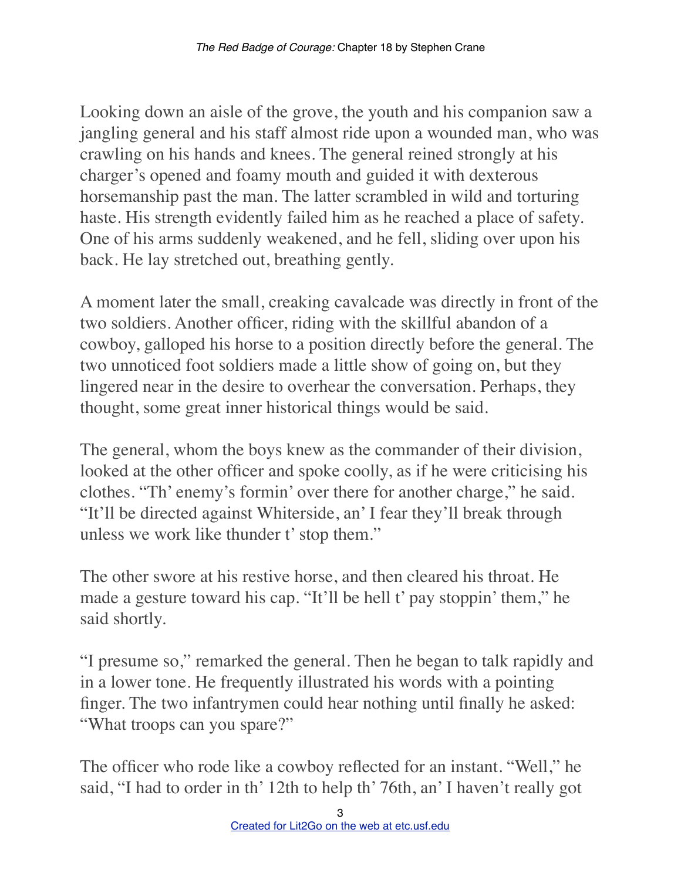Looking down an aisle of the grove, the youth and his companion saw a jangling general and his staff almost ride upon a wounded man, who was crawling on his hands and knees. The general reined strongly at his charger's opened and foamy mouth and guided it with dexterous horsemanship past the man. The latter scrambled in wild and torturing haste. His strength evidently failed him as he reached a place of safety. One of his arms suddenly weakened, and he fell, sliding over upon his back. He lay stretched out, breathing gently.

A moment later the small, creaking cavalcade was directly in front of the two soldiers. Another officer, riding with the skillful abandon of a cowboy, galloped his horse to a position directly before the general. The two unnoticed foot soldiers made a little show of going on, but they lingered near in the desire to overhear the conversation. Perhaps, they thought, some great inner historical things would be said.

The general, whom the boys knew as the commander of their division, looked at the other officer and spoke coolly, as if he were criticising his clothes. "Th' enemy's formin' over there for another charge," he said. "It'll be directed against Whiterside, an' I fear they'll break through unless we work like thunder t' stop them."

The other swore at his restive horse, and then cleared his throat. He made a gesture toward his cap. "It'll be hell t' pay stoppin' them," he said shortly.

"I presume so," remarked the general. Then he began to talk rapidly and in a lower tone. He frequently illustrated his words with a pointing finger. The two infantrymen could hear nothing until finally he asked: "What troops can you spare?"

The officer who rode like a cowboy reflected for an instant. "Well," he said, "I had to order in th' 12th to help th' 76th, an' I haven't really got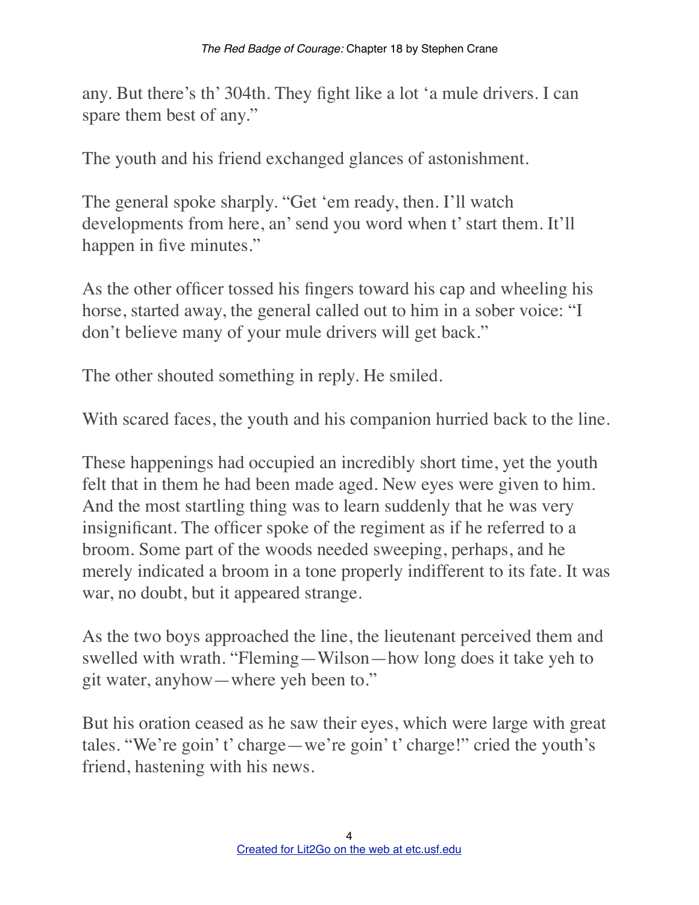any. But there's th' 304th. They fight like a lot 'a mule drivers. I can spare them best of any."

The youth and his friend exchanged glances of astonishment.

The general spoke sharply. "Get 'em ready, then. I'll watch developments from here, an' send you word when t' start them. It'll happen in five minutes."

As the other officer tossed his fingers toward his cap and wheeling his horse, started away, the general called out to him in a sober voice: "I don't believe many of your mule drivers will get back."

The other shouted something in reply. He smiled.

With scared faces, the youth and his companion hurried back to the line.

These happenings had occupied an incredibly short time, yet the youth felt that in them he had been made aged. New eyes were given to him. And the most startling thing was to learn suddenly that he was very insignificant. The officer spoke of the regiment as if he referred to a broom. Some part of the woods needed sweeping, perhaps, and he merely indicated a broom in a tone properly indifferent to its fate. It was war, no doubt, but it appeared strange.

As the two boys approached the line, the lieutenant perceived them and swelled with wrath. "Fleming—Wilson—how long does it take yeh to git water, anyhow—where yeh been to."

But his oration ceased as he saw their eyes, which were large with great tales. "We're goin' t' charge—we're goin' t' charge!" cried the youth's friend, hastening with his news.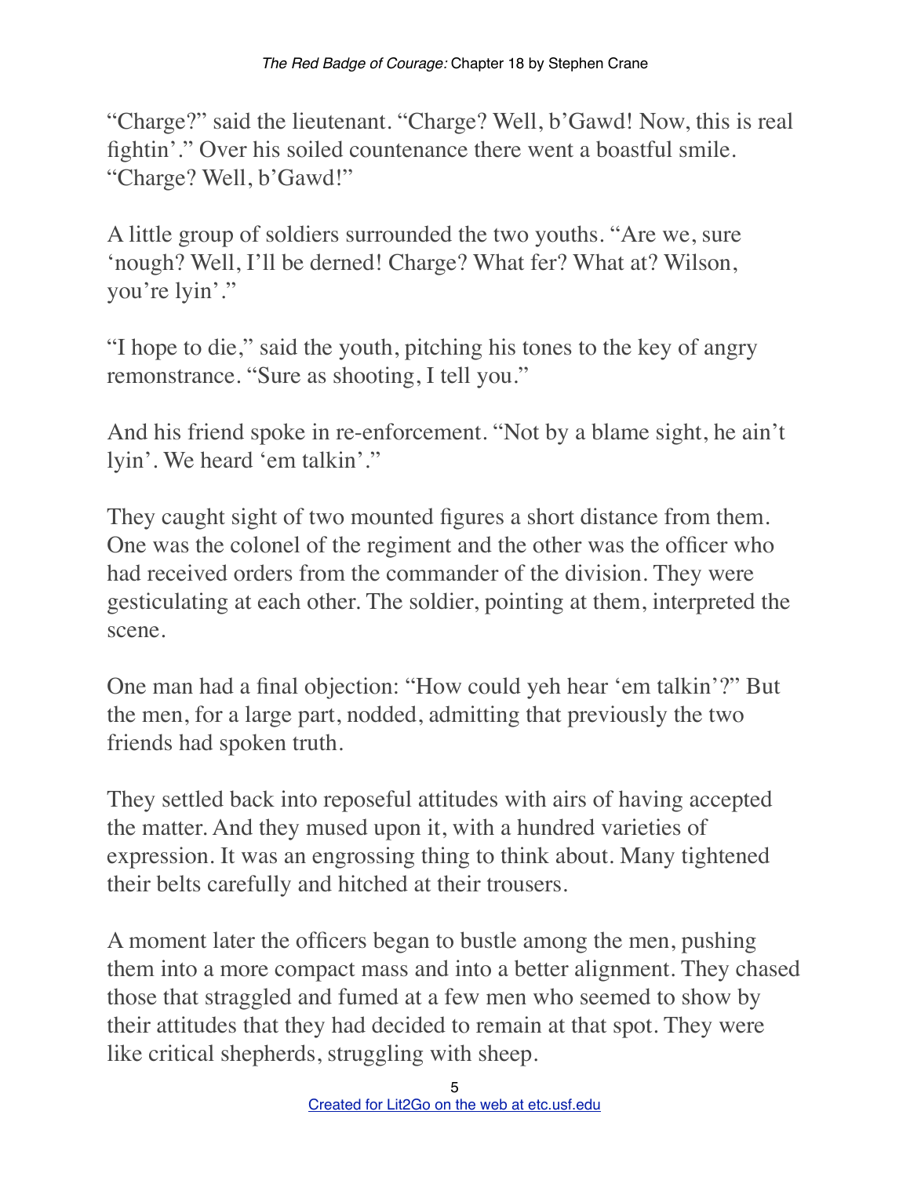"Charge?" said the lieutenant. "Charge? Well, b'Gawd! Now, this is real fightin'." Over his soiled countenance there went a boastful smile. "Charge? Well, b'Gawd!"

A little group of soldiers surrounded the two youths. "Are we, sure 'nough? Well, I'll be derned! Charge? What fer? What at? Wilson, you're lyin'."

"I hope to die," said the youth, pitching his tones to the key of angry remonstrance. "Sure as shooting, I tell you."

And his friend spoke in re-enforcement. "Not by a blame sight, he ain't lyin'. We heard 'em talkin'."

They caught sight of two mounted figures a short distance from them. One was the colonel of the regiment and the other was the officer who had received orders from the commander of the division. They were gesticulating at each other. The soldier, pointing at them, interpreted the scene.

One man had a final objection: "How could yeh hear 'em talkin'?" But the men, for a large part, nodded, admitting that previously the two friends had spoken truth.

They settled back into reposeful attitudes with airs of having accepted the matter. And they mused upon it, with a hundred varieties of expression. It was an engrossing thing to think about. Many tightened their belts carefully and hitched at their trousers.

A moment later the officers began to bustle among the men, pushing them into a more compact mass and into a better alignment. They chased those that straggled and fumed at a few men who seemed to show by their attitudes that they had decided to remain at that spot. They were like critical shepherds, struggling with sheep.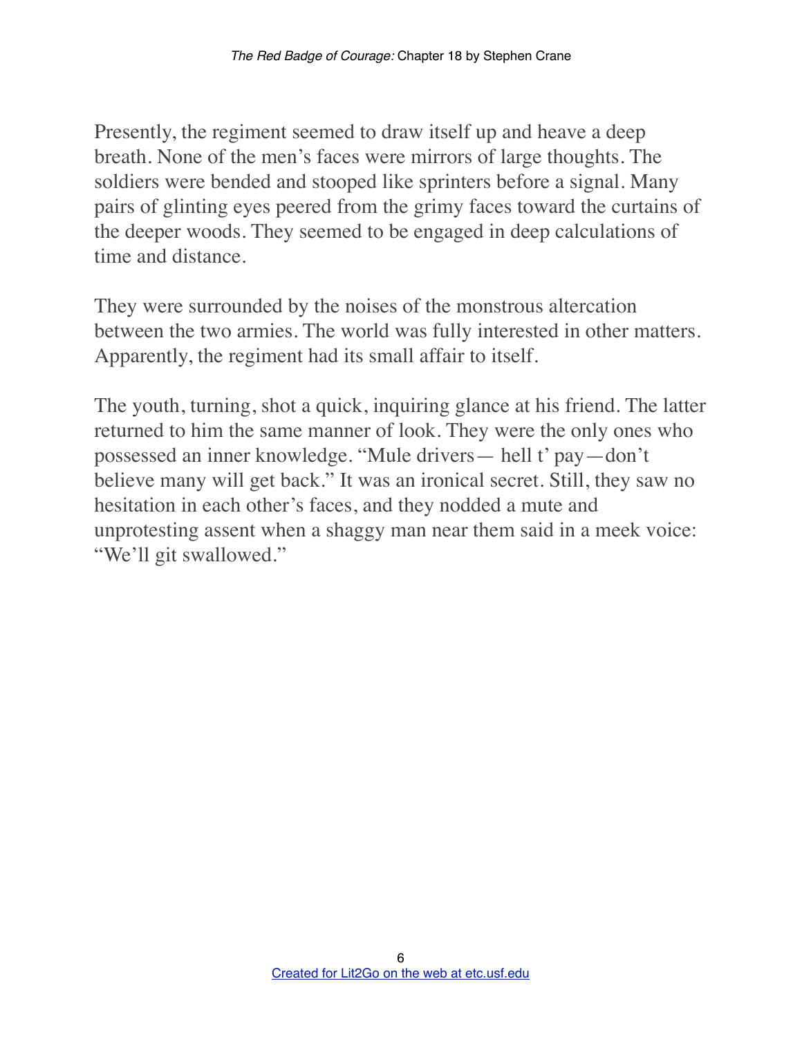Presently, the regiment seemed to draw itself up and heave a deep breath. None of the men's faces were mirrors of large thoughts. The soldiers were bended and stooped like sprinters before a signal. Many pairs of glinting eyes peered from the grimy faces toward the curtains of the deeper woods. They seemed to be engaged in deep calculations of time and distance.

They were surrounded by the noises of the monstrous altercation between the two armies. The world was fully interested in other matters. Apparently, the regiment had its small affair to itself.

The youth, turning, shot a quick, inquiring glance at his friend. The latter returned to him the same manner of look. They were the only ones who possessed an inner knowledge. "Mule drivers— hell t' pay—don't believe many will get back." It was an ironical secret. Still, they saw no hesitation in each other's faces, and they nodded a mute and unprotesting assent when a shaggy man near them said in a meek voice: "We'll git swallowed."